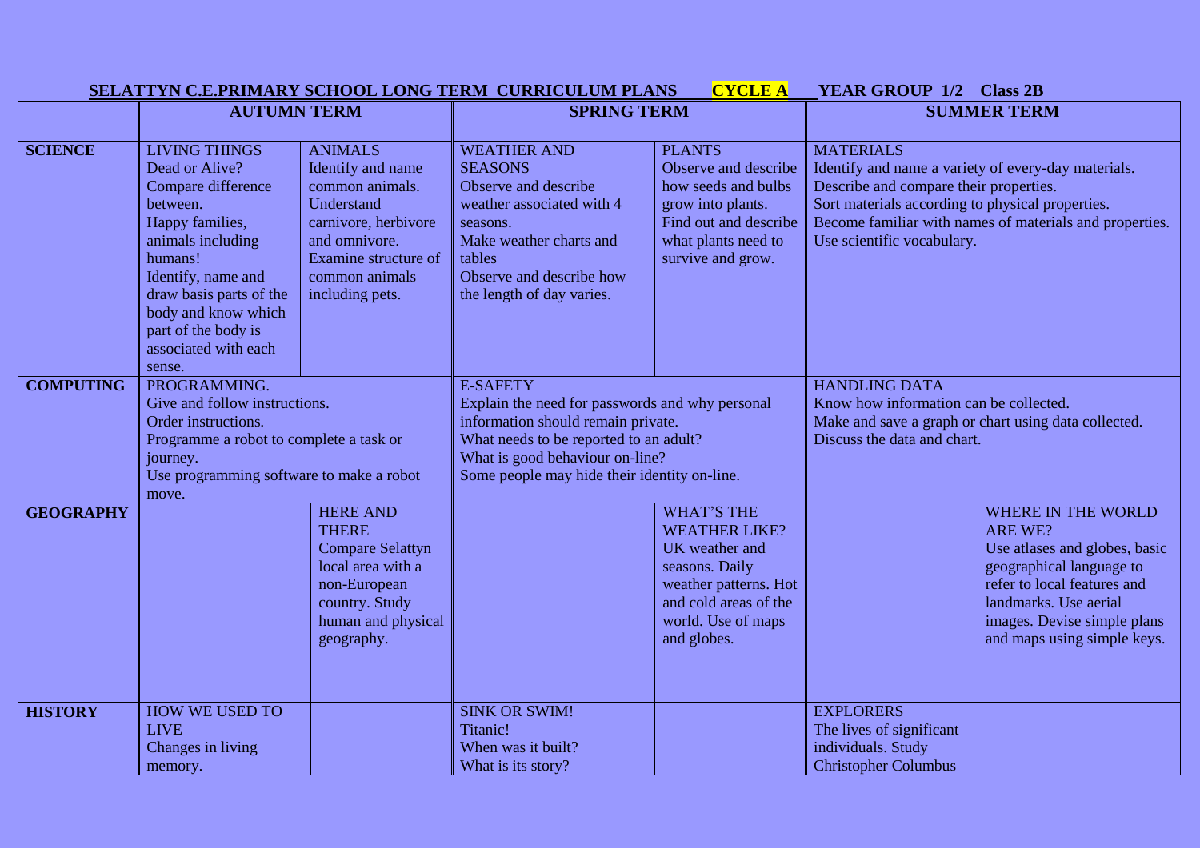**SELATTYN C.E.PRIMARY SCHOOL LONG TERM CURRICULUM PLANS CYCLE A YEAR GROUP 1/2 Class 2B**

| | AUTUMN TERM | | SPRING TERM | | SUMMER TERM | |
|---|---|---|---|---|---|---|
| **SCIENCE** | LIVING THINGS<br>Dead or Alive?<br>Compare difference between.<br>Happy families, animals including humans!<br>Identify, name and draw basis parts of the body and know which part of the body is associated with each sense. | ANIMALS<br>Identify and name common animals.<br>Understand carnivore, herbivore and omnivore.<br>Examine structure of common animals including pets. | WEATHER AND SEASONS<br>Observe and describe weather associated with 4 seasons.<br>Make weather charts and tables<br>Observe and describe how the length of day varies. | PLANTS<br>Observe and describe how seeds and bulbs grow into plants.<br>Find out and describe what plants need to survive and grow. | MATERIALS<br>Identify and name a variety of every-day materials.<br>Describe and compare their properties.<br>Sort materials according to physical properties.<br>Become familiar with names of materials and properties.<br>Use scientific vocabulary. | |
| **COMPUTING** | PROGRAMMING.<br>Give and follow instructions.<br>Order instructions.<br>Programme a robot to complete a task or journey.<br>Use programming software to make a robot move. | | E-SAFETY<br>Explain the need for passwords and why personal information should remain private.<br>What needs to be reported to an adult?<br>What is good behaviour on-line?<br>Some people may hide their identity on-line. | | HANDLING DATA<br>Know how information can be collected.<br>Make and save a graph or chart using data collected.<br>Discuss the data and chart. | |
| **GEOGRAPHY** | | HERE AND THERE<br>Compare Selattyn local area with a non-European country. Study human and physical geography. | | WHAT'S THE WEATHER LIKE?<br>UK weather and seasons. Daily weather patterns. Hot and cold areas of the world. Use of maps and globes. | | WHERE IN THE WORLD ARE WE?<br>Use atlases and globes, basic geographical language to refer to local features and landmarks. Use aerial images. Devise simple plans and maps using simple keys. |
| **HISTORY** | HOW WE USED TO LIVE<br>Changes in living memory. | | SINK OR SWIM!<br>Titanic!<br>When was it built?<br>What is its story? | | EXPLORERS<br>The lives of significant individuals. Study Christopher Columbus | |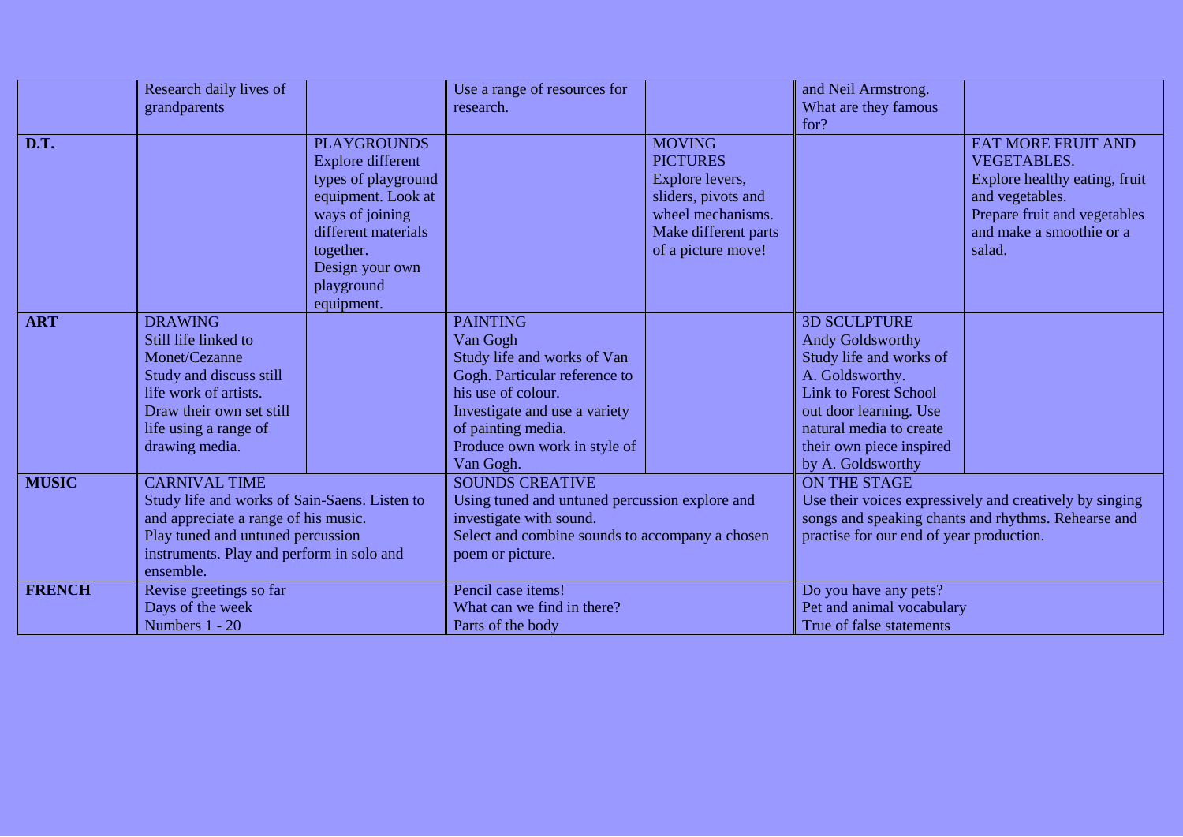| | | | | | | |
|---|---|---|---|---|---|---|
| | Research daily lives of grandparents | | Use a range of resources for research. | | and Neil Armstrong. What are they famous for? | |
| **D.T.** | | PLAYGROUNDS<br>Explore different types of playground equipment. Look at ways of joining different materials together.<br>Design your own playground equipment. | | MOVING PICTURES<br>Explore levers, sliders, pivots and wheel mechanisms. Make different parts of a picture move! | | EAT MORE FRUIT AND VEGETABLES.<br>Explore healthy eating, fruit and vegetables.<br>Prepare fruit and vegetables and make a smoothie or a salad. |
| **ART** | DRAWING<br>Still life linked to Monet/Cezanne<br>Study and discuss still life work of artists.<br>Draw their own set still life using a range of drawing media. | | PAINTING<br>Van Gogh<br>Study life and works of Van Gogh. Particular reference to his use of colour.<br>Investigate and use a variety of painting media.<br>Produce own work in style of Van Gogh. | | 3D SCULPTURE<br>Andy Goldsworthy<br>Study life and works of A. Goldsworthy.<br>Link to Forest School out door learning. Use natural media to create their own piece inspired by A. Goldsworthy | |
| **MUSIC** | CARNIVAL TIME<br>Study life and works of Sain-Saens. Listen to and appreciate a range of his music.<br>Play tuned and untuned percussion instruments. Play and perform in solo and ensemble. | | SOUNDS CREATIVE<br>Using tuned and untuned percussion explore and investigate with sound.<br>Select and combine sounds to accompany a chosen poem or picture. | | ON THE STAGE<br>Use their voices expressively and creatively by singing songs and speaking chants and rhythms. Rehearse and practise for our end of year production. | |
| **FRENCH** | Revise greetings so far<br>Days of the week<br>Numbers 1 - 20 | | Pencil case items!<br>What can we find in there?<br>Parts of the body | | Do you have any pets?<br>Pet and animal vocabulary<br>True of false statements | |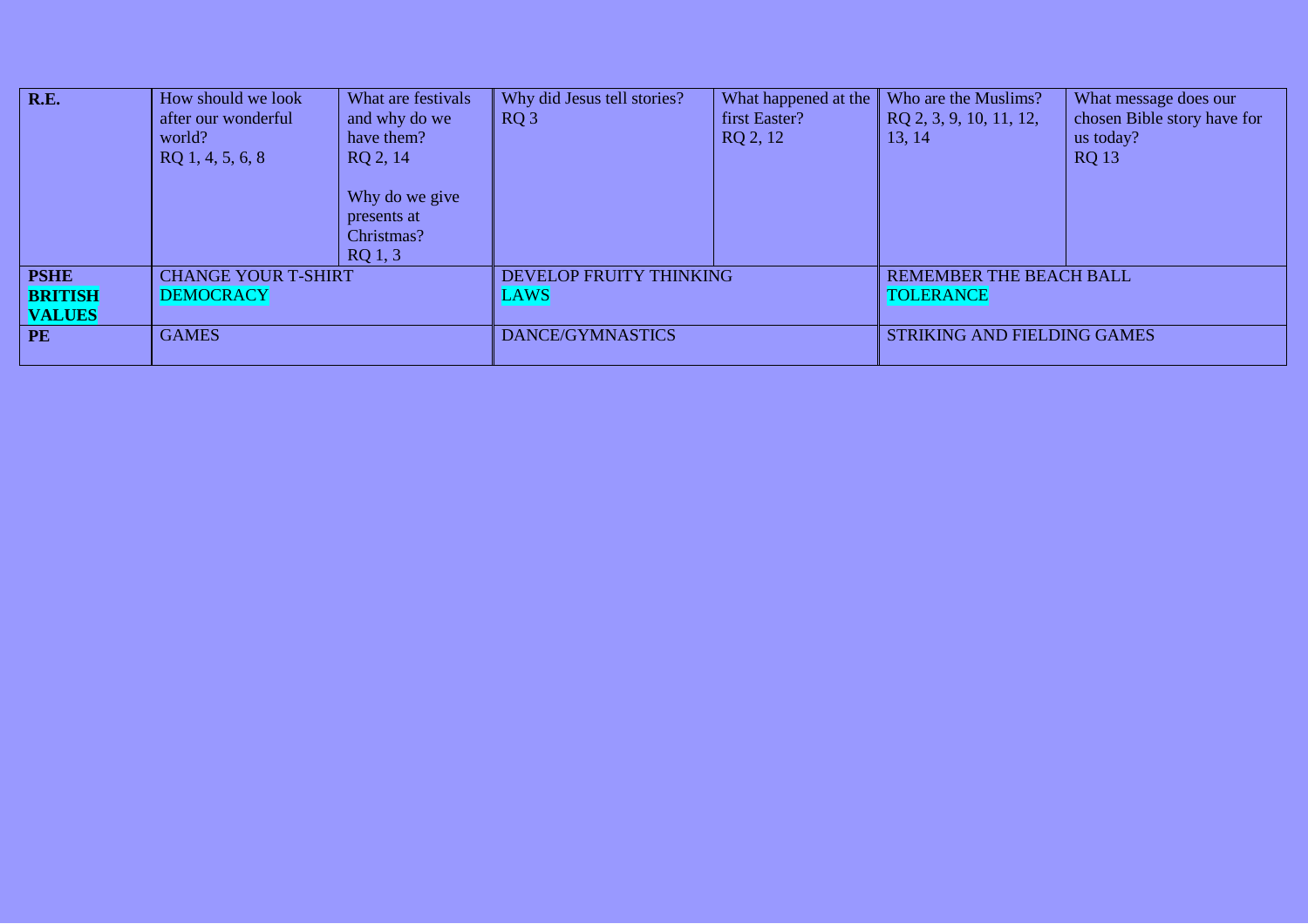| | | | | | | |
|---|---|---|---|---|---|---|
| **R.E.** | How should we look after our wonderful world?<br>RQ 1, 4, 5, 6, 8 | What are festivals and why do we have them?<br>RQ 2, 14<br><br>Why do we give presents at Christmas?<br>RQ 1, 3 | Why did Jesus tell stories?<br>RQ 3 | What happened at the first Easter?<br>RQ 2, 12 | Who are the Muslims?<br>RQ 2, 3, 9, 10, 11, 12, 13, 14 | What message does our chosen Bible story have for us today?<br>RQ 13 |
| **PSHE**<br>**BRITISH VALUES** | CHANGE YOUR T-SHIRT<br>DEMOCRACY | | DEVELOP FRUITY THINKING<br>LAWS | | REMEMBER THE BEACH BALL<br>TOLERANCE | |
| **PE** | GAMES | | DANCE/GYMNASTICS | | STRIKING AND FIELDING GAMES | |